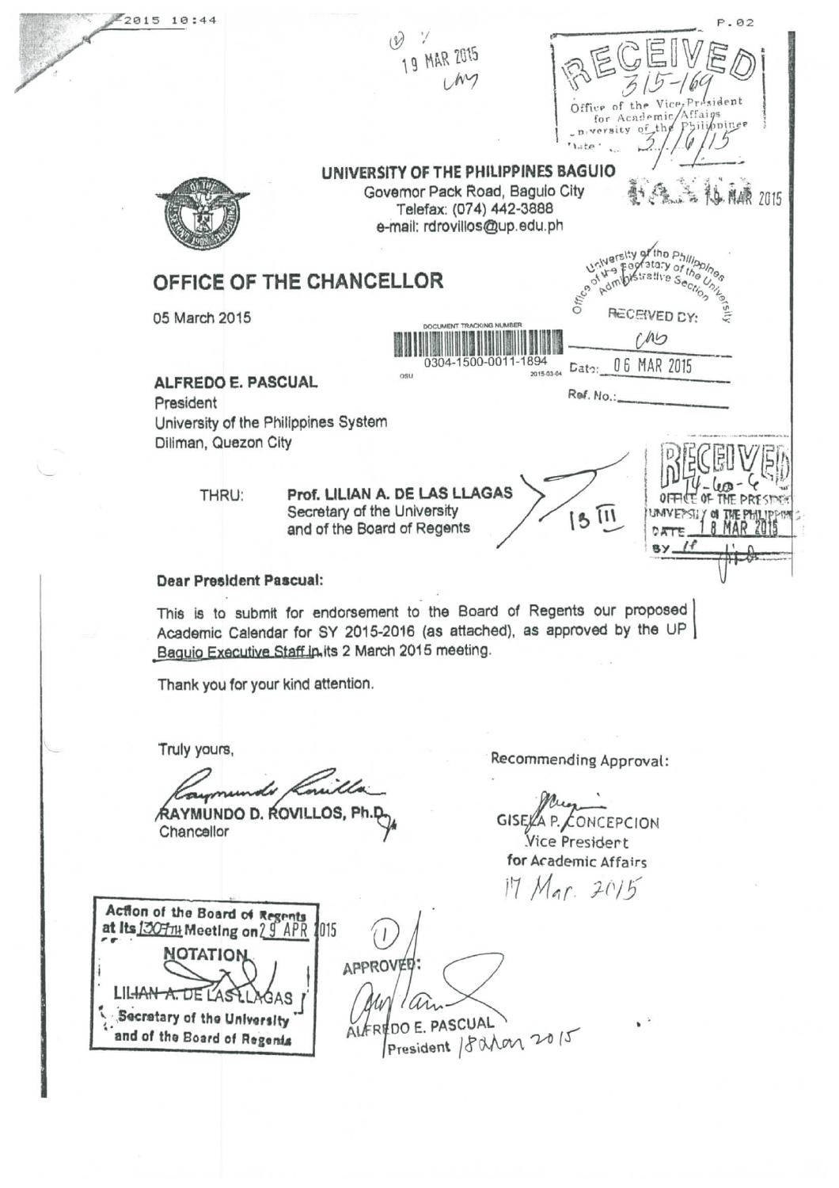2015 10:44

19 MAR 2015

RECEIVED
315-169
Office of the Vice President for Academic Affairs
University of the Philippines
Date: 3/16/15

**UNIVERSITY OF THE PHILIPPINES BAGUIO**
Governor Pack Road, Baguio City
Telefax: (074) 442-3888
e-mail: rdrovillos@up.edu.ph

# OFFICE OF THE CHANCELLOR

05 March 2015

DOCUMENT TRACKING NUMBER
0304-1500-0011-1894

Office of the Secretary of the University, Administrative Section
RECEIVED BY:
Date: 06 MAR 2015
Ref. No.:

**ALFREDO E. PASCUAL**
President
University of the Philippines System
Diliman, Quezon City

THRU: **Prof. LILIAN A. DE LAS LLAGAS**
Secretary of the University
and of the Board of Regents

RECEIVED
OFFICE OF THE PRESIDENT
UNIVERSITY OF THE PHILIPPINES
DATE 18 MAR 2015

**Dear President Pascual:**

This is to submit for endorsement to the Board of Regents our proposed Academic Calendar for SY 2015-2016 (as attached), as approved by the UP Baguio Executive Staff in its 2 March 2015 meeting.

Thank you for your kind attention.

Truly yours,

RAYMUNDO D. ROVILLOS, Ph.D.
Chancellor

Recommending Approval:

GISELA P. CONCEPCION
Vice President
for Academic Affairs
17 Mar. 2015

Action of the Board of Regents
at its 1307th Meeting on 29 APR 2015
**NOTATION**
LILIAN A. DE LAS LLAGAS
Secretary of the University
and of the Board of Regents

APPROVED:

ALFREDO E. PASCUAL
President 18 Mar 2015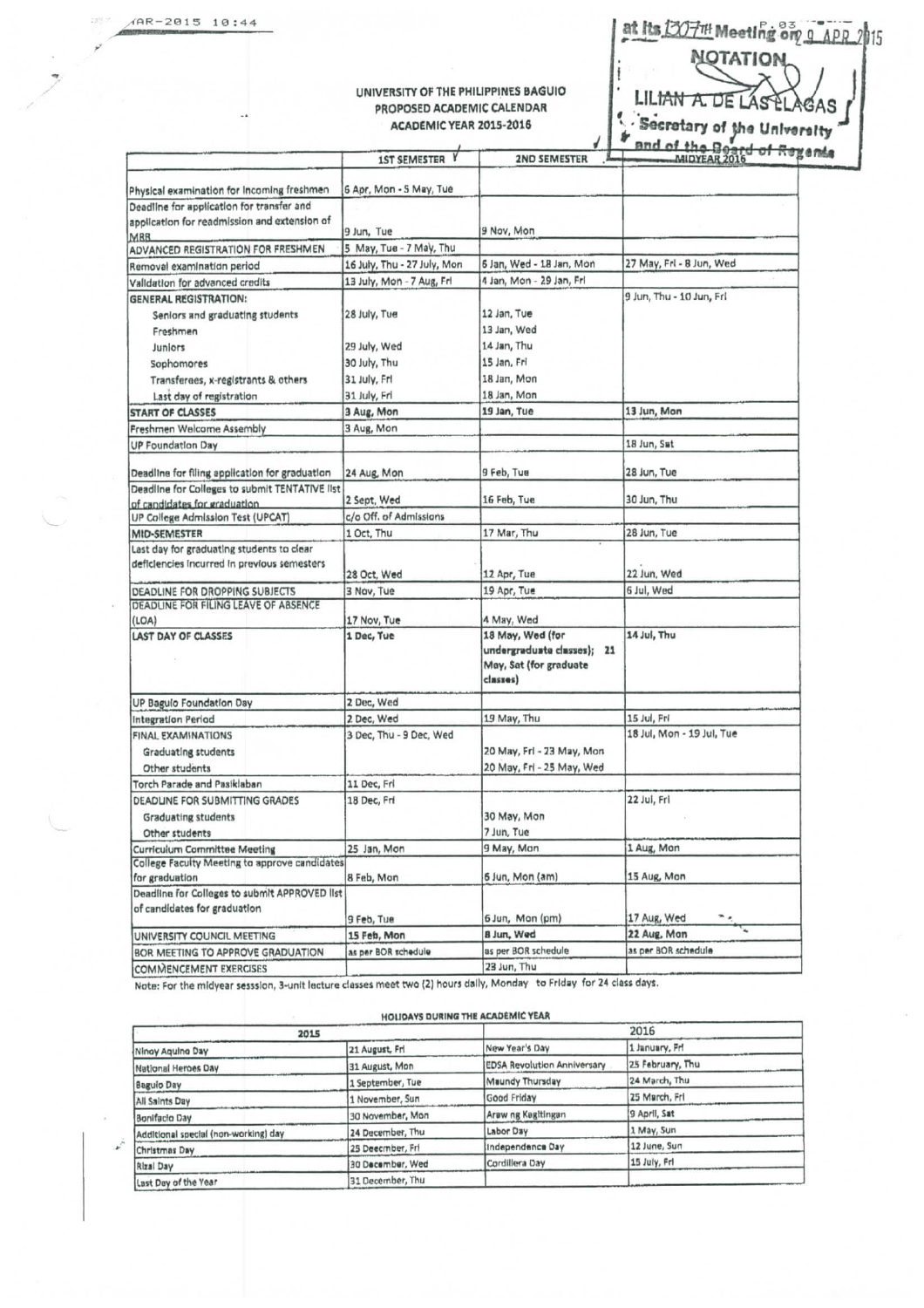at its 1307TH Meeting on 9 APR 2015

NOTATION

LILIAN A. DE LAS LLAGAS
Secretary of the University and of the Board of Regents

UNIVERSITY OF THE PHILIPPINES BAGUIO
PROPOSED ACADEMIC CALENDAR
ACADEMIC YEAR 2015-2016

| | 1ST SEMESTER | 2ND SEMESTER | MIDYEAR 2016 |
|---|---|---|---|
| Physical examination for incoming freshmen | 6 Apr, Mon - 5 May, Tue | | |
| Deadline for application for transfer and application for readmission and extension of MRR | 9 Jun, Tue | 9 Nov, Mon | |
| ADVANCED REGISTRATION FOR FRESHMEN | 5 May, Tue - 7 May, Thu | | |
| Removal examination period | 16 July, Thu - 27 July, Mon | 6 Jan, Wed - 18 Jan, Mon | 27 May, Fri - 8 Jun, Wed |
| Validation for advanced credits | 13 July, Mon - 7 Aug, Fri | 4 Jan, Mon - 29 Jan, Fri | |
| GENERAL REGISTRATION: | | | 9 Jun, Thu - 10 Jun, Fri |
| Seniors and graduating students | 28 July, Tue | 12 Jan, Tue | |
| Freshmen | | 13 Jan, Wed | |
| Juniors | 29 July, Wed | 14 Jan, Thu | |
| Sophomores | 30 July, Thu | 15 Jan, Fri | |
| Transferees, x-registrants & others | 31 July, Fri | 18 Jan, Mon | |
| Last day of registration | 31 July, Fri | 18 Jan, Mon | |
| START OF CLASSES | 3 Aug, Mon | 19 Jan, Tue | 13 Jun, Mon |
| Freshmen Welcome Assembly | 3 Aug, Mon | | |
| UP Foundation Day | | | 18 Jun, Sat |
| Deadline for filing application for graduation | 24 Aug, Mon | 9 Feb, Tue | 28 Jun, Tue |
| Deadline for Colleges to submit TENTATIVE list of candidates for graduation | 2 Sept, Wed | 16 Feb, Tue | 30 Jun, Thu |
| UP College Admission Test (UPCAT) | c/o Off. of Admissions | | |
| MID-SEMESTER | 1 Oct, Thu | 17 Mar, Thu | 28 Jun, Tue |
| Last day for graduating students to clear deficiencies incurred in previous semesters | 28 Oct, Wed | 12 Apr, Tue | 22 Jun, Wed |
| DEADLINE FOR DROPPING SUBJECTS | 3 Nov, Tue | 19 Apr, Tue | 6 Jul, Wed |
| DEADLINE FOR FILING LEAVE OF ABSENCE (LOA) | 17 Nov, Tue | 4 May, Wed | |
| LAST DAY OF CLASSES | 1 Dec, Tue | 18 May, Wed (for undergraduate classes); 21 May, Sat (for graduate classes) | 14 Jul, Thu |
| UP Baguio Foundation Day | 2 Dec, Wed | | |
| Integration Period | 2 Dec, Wed | 19 May, Thu | 15 Jul, Fri |
| FINAL EXAMINATIONS | 3 Dec, Thu - 9 Dec, Wed | | 18 Jul, Mon - 19 Jul, Tue |
| Graduating students | | 20 May, Fri - 23 May, Mon | |
| Other students | | 20 May, Fri - 25 May, Wed | |
| Torch Parade and Pasiklaban | 11 Dec, Fri | | |
| DEADLINE FOR SUBMITTING GRADES | 18 Dec, Fri | | 22 Jul, Fri |
| Graduating students | | 30 May, Mon | |
| Other students | | 7 Jun, Tue | |
| Curriculum Committee Meeting | 25 Jan, Mon | 9 May, Mon | 1 Aug, Mon |
| College Faculty Meeting to approve candidates for graduation | 8 Feb, Mon | 6 Jun, Mon (am) | 15 Aug, Mon |
| Deadline for Colleges to submit APPROVED list of candidates for graduation | 9 Feb, Tue | 6 Jun, Mon (pm) | 17 Aug, Wed |
| UNIVERSITY COUNCIL MEETING | 15 Feb, Mon | 8 Jun, Wed | 22 Aug, Mon |
| BOR MEETING TO APPROVE GRADUATION | as per BOR schedule | as per BOR schedule | as per BOR schedule |
| COMMENCEMENT EXERCISES | | 23 Jun, Thu | |

Note: For the midyear sesssion, 3-unit lecture classes meet two (2) hours daily, Monday to Friday for 24 class days.

HOLIDAYS DURING THE ACADEMIC YEAR

| 2015 | | 2016 | |
|---|---|---|---|
| Ninoy Aquino Day | 21 August, Fri | New Year's Day | 1 January, Fri |
| National Heroes Day | 31 August, Mon | EDSA Revolution Anniversary | 25 February, Thu |
| Baguio Day | 1 September, Tue | Maundy Thursday | 24 March, Thu |
| All Saints Day | 1 November, Sun | Good Friday | 25 March, Fri |
| Bonifacio Day | 30 November, Mon | Araw ng Kagitingan | 9 April, Sat |
| Additional special (non-working) day | 24 December, Thu | Labor Day | 1 May, Sun |
| Christmas Day | 25 December, Fri | Independence Day | 12 June, Sun |
| Rizal Day | 30 December, Wed | Cordillera Day | 15 July, Fri |
| Last Day of the Year | 31 December, Thu | | |